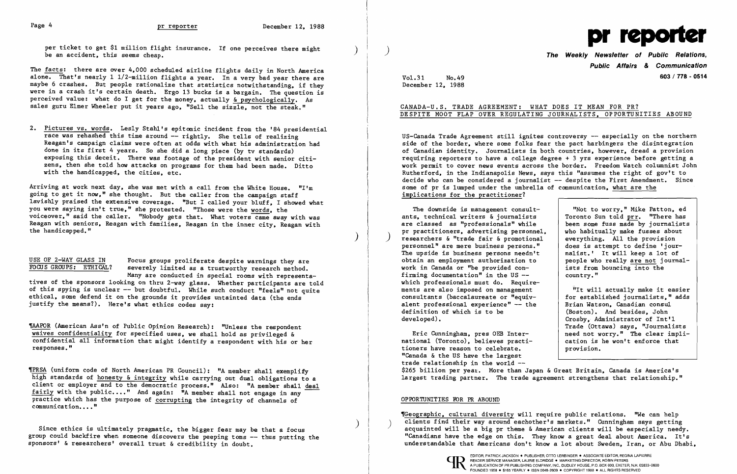per ticket to get $1 million flight insurance. If one perceives there might be an accident, this seems cheap.

The facts: there are over 4,000 scheduled airline flights daily in North America alone. That's nearly 1 1/2-million flights a year. In a very bad year there are maybe 6 crashes. But people rationalize that statistics notwithstanding, if they were in a crash it's certain death. Ergo 13 bucks is a bargain. The question is perceived value: what do I get for the money, actually & psychologically. As sales guru Elmer Wheeler put it years ago, "Sell the sizzle, not the steak."

2. Pictures vs. words. Lesly Stahl's epitomic incident from the '84 presidential race was rehashed this time around -- rightly. She tells of realizing Reagan's campaign claims were often at odds with what his administration had done in its first 4 years. So she did a long piece (by tv standards) exposing this deceit. There was footage of the president with senior citizens, then she told how attacks on programs for them had been made. Ditto with the handicapped, the cities, etc.

Arriving at work next day, she was met with a call from the White House. "I'm going to get it now," she thought. But the caller from the campaign staff lavishly praised the extensive coverage. "But I called your bluff, I showed what you were saying isn't true," she protested. "Those were the words, the voiceover," said the caller. "Nobody gets that. What voters came away with was Reagan with seniors, Reagan with families, Reagan in the inner city, Reagan with the handicapped."

**USE OF 2-WAY GLASS IN FOCUS GROUPS: ETHICAL?** Focus groups proliferate despite warnings they are severely limited as a trustworthy research method. Many are conducted in special rooms with representatives of the sponsors looking on thru 2-way glass. Whether participants are told of this spying is unclear -- but doubtful. While such conduct "feels" not quite ethical, some defend it on the grounds it provides untainted data (the ends justify the means?). Here's what ethics codes say:

¶AAPOR (American Ass'n of Public Opinion Research): "Unless the respondent waives confidentiality for specified uses, we shall hold as privileged & confidential all information that might identify a respondent with his or her responses."

¶PRSA (uniform code of North American PR Council): "A member shall exemplify high standards of honesty & integrity while carrying out dual obligations to a client or employer and to the democratic process." Also: "A member shall deal fairly with the public...." And again: "A member shall not engage in any practice which has the purpose of corrupting the integrity of channels of communication...."

Since ethics is ultimately pragmatic, the bigger fear may be that a focus group could backfire when someone discovers the peeping toms -- thus putting the sponsors' & researchers' overall trust & credibility in doubt.

# pr reporter

**The Weekly Newsletter of Public Relations, Public Affairs & Communication**

603 / 778 - 0514

Vol.31 No.49
December 12, 1988

## CANADA-U.S. TRADE AGREEMENT: WHAT DOES IT MEAN FOR PR? DESPITE MOOT FLAP OVER REGULATING JOURNALISTS, OPPORTUNITIES ABOUND

US-Canada Trade Agreement still ignites controversy -- especially on the northern side of the border, where some folks fear the pact harbingers the disintegration of Canadian identity. Journalists in both countries, however, dread a provision requiring reporters to have a college degree + 3 yrs experience before getting a work permit to cover news events across the border. Freedom Watch columnist John Rutherford, in the Indianapolis News, says this "assumes the right of gov't to decide who can be considered a journalist -- despite the First Amendment. Since some of pr is lumped under the umbrella of communication, what are the implications for the practitioner?

The downside is management consultants, technical writers & journalists are classed as "professionals" while pr practitioners, advertising personnel, researchers & "trade fair & promotional personnel" are mere business persons." The upside is business persons needn't obtain an employment authorization to work in Canada or "be provided confirming documentation" in the US -- which professionals must do. Requirements are also imposed on management consultants (baccalaureate or "equivalent professional experience" -- the definition of which is to be developed).

> "Not to worry," Mike Patton, ed Toronto Sun told prr. "There has been some fuss made by journalists who habitually make fusses about everything. All the provision does is attempt to define 'journalist.' It will keep a lot of people who really are not journalists from bouncing into the country."
>
> "It will actually make it easier for established journalists," adds Brian Watson, Canadian consul (Boston). And besides, John Crosby, Administrator of Int'l Trade (Ottawa) says, "Journalists need not worry." The clear implication is he won't enforce that provision.

Eric Cunningham, pres OEB International (Toronto), believes practitioners have reason to celebrate. "Canada & the US have the largest trade relationship in the world -- $265 billion per year. More than Japan & Great Britain, Canada is America's largest trading partner. The trade agreement strengthens that relationship."

### OPPORTUNITIES FOR PR ABOUND

¶Geographic, cultural diversity will require public relations. "We can help clients find their way around eachother's markets." Cunningham says getting acquainted will be a big pr theme & American clients will be especially needy. "Canadians have the edge on this. They know a great deal about America. It's understandable that Americans don't know a lot about Sweden, Iran, or Abu Dhabi,

EDITOR, PATRICK JACKSON • PUBLISHER, OTTO LERBINGER • ASSOCIATE EDITOR, REGINA LAPIERRE
READER SERVICE MANAGER, LAURIE ELDRIDGE • MARKETING DIRECTOR, ROBIN PETERS
A PUBLICATION OF PR PUBLISHING COMPANY, INC., DUDLEY HOUSE, P.O. BOX 600, EXETER, N.H. 03833-0600
FOUNDED 1958 • $165 YEARLY • ISSN 0048-2609 • COPYRIGHT 1988 • ALL RIGHTS RESERVED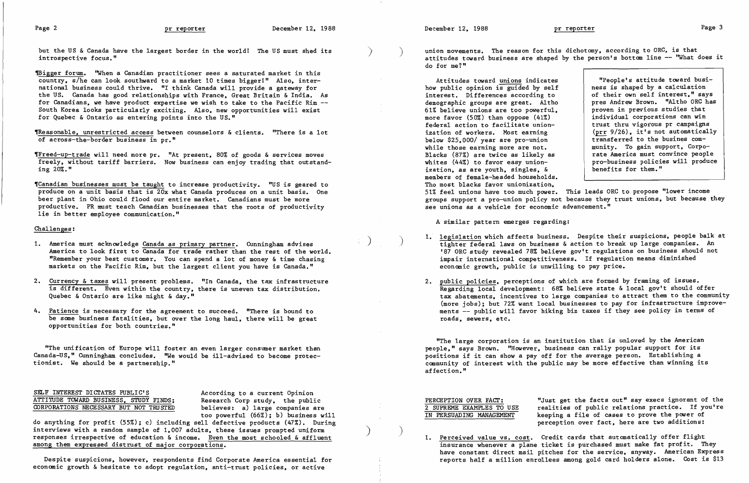but the US & Canada have the largest border in the world! The US must shed its introspective focus."

¶Bigger forum. "When a Canadian practitioner sees a saturated market in this country, s/he can look southward to a market 10 times bigger!" Also, international business could thrive. "I think Canada will provide a gateway for the US. Canada has good relationships with France, Great Britain & India. As for Canadians, we have product expertise we wish to take to the Pacific Rim -- South Korea looks particularly exciting. Also, new opportunities will exist for Quebec & Ontario as entering points into the US."

¶Reasonable, unrestricted access between counselors & clients. "There is a lot of across-the-border business in pr."

¶Freed-up-trade will need more pr. "At present, 80% of goods & services moves freely, without tariff barriers. Now business can enjoy trading that outstanding 20%."

¶Canadian businesses must be taught to increase productivity. "US is geared to produce on a unit basis that is 20x what Canada produces on a unit basis. One beer plant in Ohio could flood our entire market. Canadians must be more productive. PR must teach Canadian businesses that the roots of productivity lie in better employee communication."

Challenges:

1. America must acknowledge Canada as primary partner. Cunningham advises America to look first to Canada for trade rather than the rest of the world. "Remember your best customer. You can spend a lot of money & time chasing markets on the Pacific Rim, but the largest client you have is Canada."

2. Currency & taxes will present problems. "In Canada, the tax infrastructure is different. Even within the country, there is uneven tax distribution. Quebec & Ontario are like night & day."

4. Patience is necessary for the agreement to succeed. "There is bound to be some business fatalities, but over the long haul, there will be great opportunities for both countries."

"The unification of Europe will foster an even larger consumer market than Canada-US," Cunningham concludes. "We would be ill-advised to become protectionist. We should be a partnership."

## SELF INTEREST DICTATES PUBLIC'S ATTITUDE TOWARD BUSINESS, STUDY FINDS; CORPORATIONS NECESSARY BUT NOT TRUSTED

According to a current Opinion Research Corp study, the public believes: a) large companies are too powerful (66%); b) business will do anything for profit (55%); c) including sell defective products (47%). During interviews with a random sample of 1,007 adults, these issues prompted uniform responses irrespective of education & income. Even the most schooled & affluent among them expressed distrust of major corporations.

Despite suspicions, however, respondents find Corporate America essential for economic growth & hesitate to adopt regulation, anti-trust policies, or active union movements. The reason for this dichotomy, according to ORC, is that attitudes toward business are shaped by the person's bottom line -- "What does it do for me?"

Attitudes toward unions indicates how public opinion is guided by self interest. Differences according to demographic groups are great. Altho 61% believe unions are too powerful, more favor (50%) than oppose (41%) federal action to facilitate unionization of workers. Most earning below $25,000/ year are pro-union while those earning more are not. Blacks (87%) are twice as likely as whites (44%) to favor easy unionization, as are youth, singles, & members of female-headed households. Tho most blacks favor unionization, 51% feel unions have too much power. This leads ORC to propose "lower income groups support a pro-union policy not because they trust unions, but because they see unions as a vehicle for economic advancement."

> "People's attitude toward business is shaped by a calculation of their own self interest," says pres Andrew Brown. "Altho ORC has proven in previous studies that individual corporations can win trust thru vigorous pr campaigns (prr 9/26), it's not automatically transferred to the busines community. To gain support, Corporate America must convince people pro-business policies will produce benefits for them."

A similar pattern emerges regarding:

1. legislation which affects business. Despite their suspicions, people balk at tighter federal laws on business & action to break up large companies. An '87 ORC study revealed 78% believe gov't regulations on business should not impair international competitiveness. If regulation means diminished economic growth, public is unwilling to pay price.

2. public policies, perceptions of which are formed by framing of issues. Regarding local development: 68% believe state & local gov't should offer tax abatements, incentives to large companies to attract them to the community (more jobs); but 72% want local businesses to pay for infrastructure improvements -- public will favor hiking biz taxes if they see policy in terms of roads, sewers, etc.

"The large corporation is an institution that is unloved by the American people," says Brown. "However, business can rally popular support for its positions if it can show a pay off for the average person. Establishing a community of interest with the public may be more effective than winning its affection."

## PERCEPTION OVER FACT: 2 SUPREME EXAMPLES TO USE IN PERSUADING MANAGEMENT

"Just get the facts out" say execs ignorant of the realities of public relations practice. If you're keeping a file of cases to prove the power of perception over fact, here are two additions:

1. Perceived value vs. cost. Credit cards that automatically offer flight insurance whenever a plane ticket is purchased must make fat profit. They have constant direct mail pitches for the service, anyway. American Express reports half a million enrollees among gold card holders alone. Cost is $13